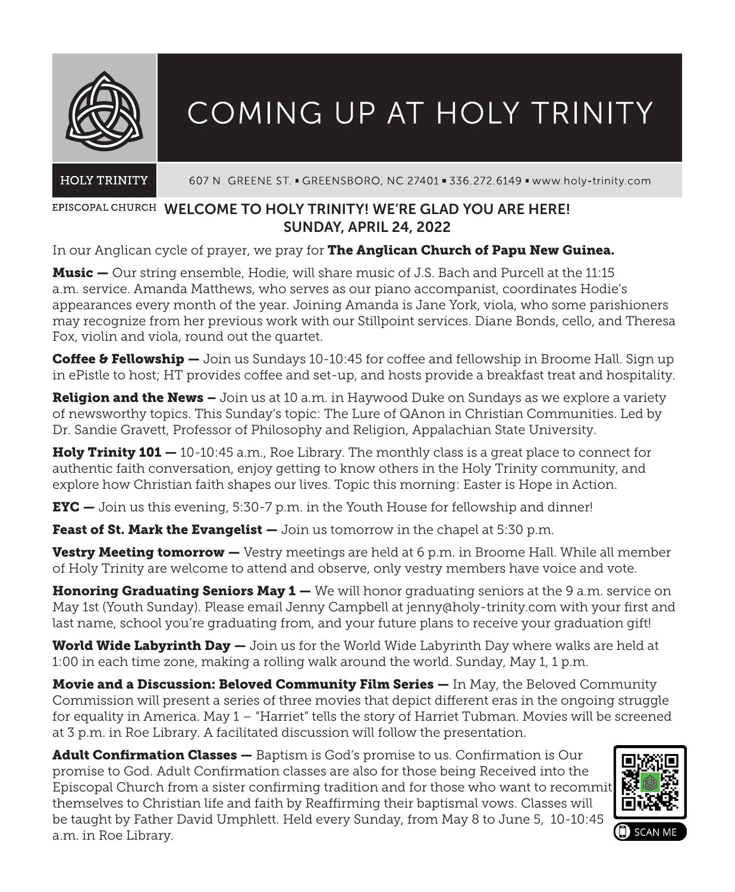# COMING UP AT HOLY TRINITY

HOLY TRINITY EPISCOPAL CHURCH

607 N. GREENE ST. ▪ GREENSBORO, NC 27401 ▪ 336.272.6149 ▪ www.holy-trinity.com

## WELCOME TO HOLY TRINITY! WE'RE GLAD YOU ARE HERE!
## SUNDAY, APRIL 24, 2022

In our Anglican cycle of prayer, we pray for **The Anglican Church of Papu New Guinea.**

**Music —** Our string ensemble, Hodie, will share music of J.S. Bach and Purcell at the 11:15 a.m. service. Amanda Matthews, who serves as our piano accompanist, coordinates Hodie's appearances every month of the year. Joining Amanda is Jane York, viola, who some parishioners may recognize from her previous work with our Stillpoint services. Diane Bonds, cello, and Theresa Fox, violin and viola, round out the quartet.

**Coffee & Fellowship —** Join us Sundays 10-10:45 for coffee and fellowship in Broome Hall. Sign up in ePistle to host; HT provides coffee and set-up, and hosts provide a breakfast treat and hospitality.

**Religion and the News –** Join us at 10 a.m. in Haywood Duke on Sundays as we explore a variety of newsworthy topics. This Sunday's topic: The Lure of QAnon in Christian Communities. Led by Dr. Sandie Gravett, Professor of Philosophy and Religion, Appalachian State University.

**Holy Trinity 101 —** 10-10:45 a.m., Roe Library. The monthly class is a great place to connect for authentic faith conversation, enjoy getting to know others in the Holy Trinity community, and explore how Christian faith shapes our lives. Topic this morning: Easter is Hope in Action.

**EYC —** Join us this evening, 5:30-7 p.m. in the Youth House for fellowship and dinner!

**Feast of St. Mark the Evangelist —** Join us tomorrow in the chapel at 5:30 p.m.

**Vestry Meeting tomorrow —** Vestry meetings are held at 6 p.m. in Broome Hall. While all member of Holy Trinity are welcome to attend and observe, only vestry members have voice and vote.

**Honoring Graduating Seniors May 1 —** We will honor graduating seniors at the 9 a.m. service on May 1st (Youth Sunday). Please email Jenny Campbell at jenny@holy-trinity.com with your first and last name, school you're graduating from, and your future plans to receive your graduation gift!

**World Wide Labyrinth Day —** Join us for the World Wide Labyrinth Day where walks are held at 1:00 in each time zone, making a rolling walk around the world. Sunday, May 1, 1 p.m.

**Movie and a Discussion: Beloved Community Film Series —** In May, the Beloved Community Commission will present a series of three movies that depict different eras in the ongoing struggle for equality in America. May 1 – "Harriet" tells the story of Harriet Tubman. Movies will be screened at 3 p.m. in Roe Library. A facilitated discussion will follow the presentation.

**Adult Confirmation Classes —** Baptism is God's promise to us. Confirmation is Our promise to God. Adult Confirmation classes are also for those being Received into the Episcopal Church from a sister confirming tradition and for those who want to recommit themselves to Christian life and faith by Reaffirming their baptismal vows. Classes will be taught by Father David Umphlett. Held every Sunday, from May 8 to June 5, 10-10:45 a.m. in Roe Library.

SCAN ME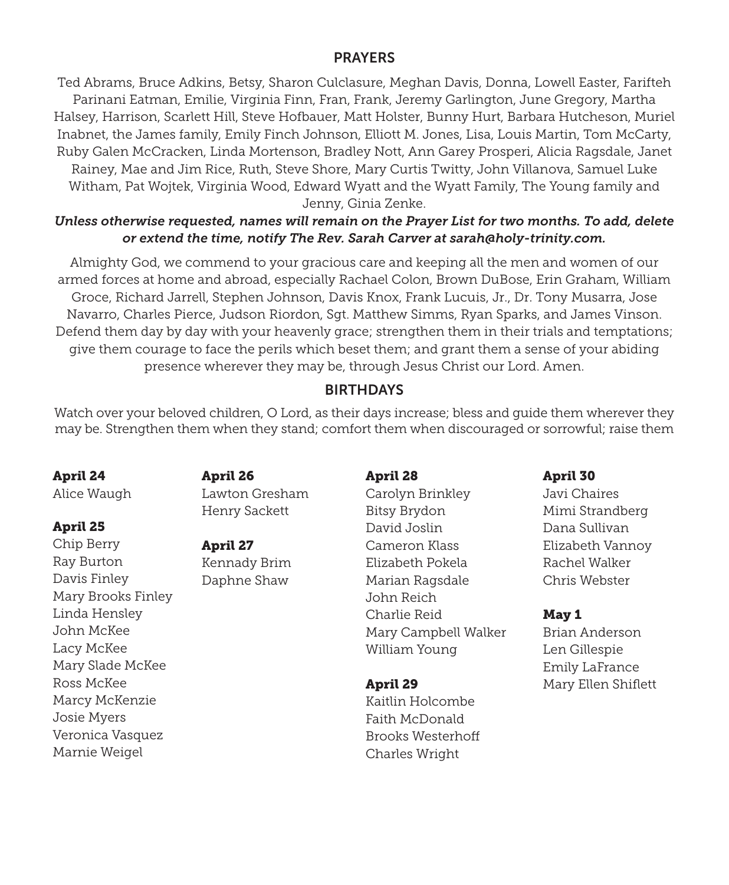## PRAYERS

Ted Abrams, Bruce Adkins, Betsy, Sharon Culclasure, Meghan Davis, Donna, Lowell Easter, Farifteh Parinani Eatman, Emilie, Virginia Finn, Fran, Frank, Jeremy Garlington, June Gregory, Martha Halsey, Harrison, Scarlett Hill, Steve Hofbauer, Matt Holster, Bunny Hurt, Barbara Hutcheson, Muriel Inabnet, the James family, Emily Finch Johnson, Elliott M. Jones, Lisa, Louis Martin, Tom McCarty, Ruby Galen McCracken, Linda Mortenson, Bradley Nott, Ann Garey Prosperi, Alicia Ragsdale, Janet Rainey, Mae and Jim Rice, Ruth, Steve Shore, Mary Curtis Twitty, John Villanova, Samuel Luke Witham, Pat Wojtek, Virginia Wood, Edward Wyatt and the Wyatt Family, The Young family and Jenny, Ginia Zenke.

***Unless otherwise requested, names will remain on the Prayer List for two months. To add, delete or extend the time, notify The Rev. Sarah Carver at sarah@holy-trinity.com.***

Almighty God, we commend to your gracious care and keeping all the men and women of our armed forces at home and abroad, especially Rachael Colon, Brown DuBose, Erin Graham, William Groce, Richard Jarrell, Stephen Johnson, Davis Knox, Frank Lucuis, Jr., Dr. Tony Musarra, Jose Navarro, Charles Pierce, Judson Riordon, Sgt. Matthew Simms, Ryan Sparks, and James Vinson. Defend them day by day with your heavenly grace; strengthen them in their trials and temptations; give them courage to face the perils which beset them; and grant them a sense of your abiding presence wherever they may be, through Jesus Christ our Lord. Amen.

## BIRTHDAYS

Watch over your beloved children, O Lord, as their days increase; bless and guide them wherever they may be. Strengthen them when they stand; comfort them when discouraged or sorrowful; raise them

**April 24**
Alice Waugh

**April 25**
Chip Berry
Ray Burton
Davis Finley
Mary Brooks Finley
Linda Hensley
John McKee
Lacy McKee
Mary Slade McKee
Ross McKee
Marcy McKenzie
Josie Myers
Veronica Vasquez
Marnie Weigel

**April 26**
Lawton Gresham
Henry Sackett

**April 27**
Kennady Brim
Daphne Shaw

**April 28**
Carolyn Brinkley
Bitsy Brydon
David Joslin
Cameron Klass
Elizabeth Pokela
Marian Ragsdale
John Reich
Charlie Reid
Mary Campbell Walker
William Young

**April 29**
Kaitlin Holcombe
Faith McDonald
Brooks Westerhoff
Charles Wright

**April 30**
Javi Chaires
Mimi Strandberg
Dana Sullivan
Elizabeth Vannoy
Rachel Walker
Chris Webster

**May 1**
Brian Anderson
Len Gillespie
Emily LaFrance
Mary Ellen Shiflett